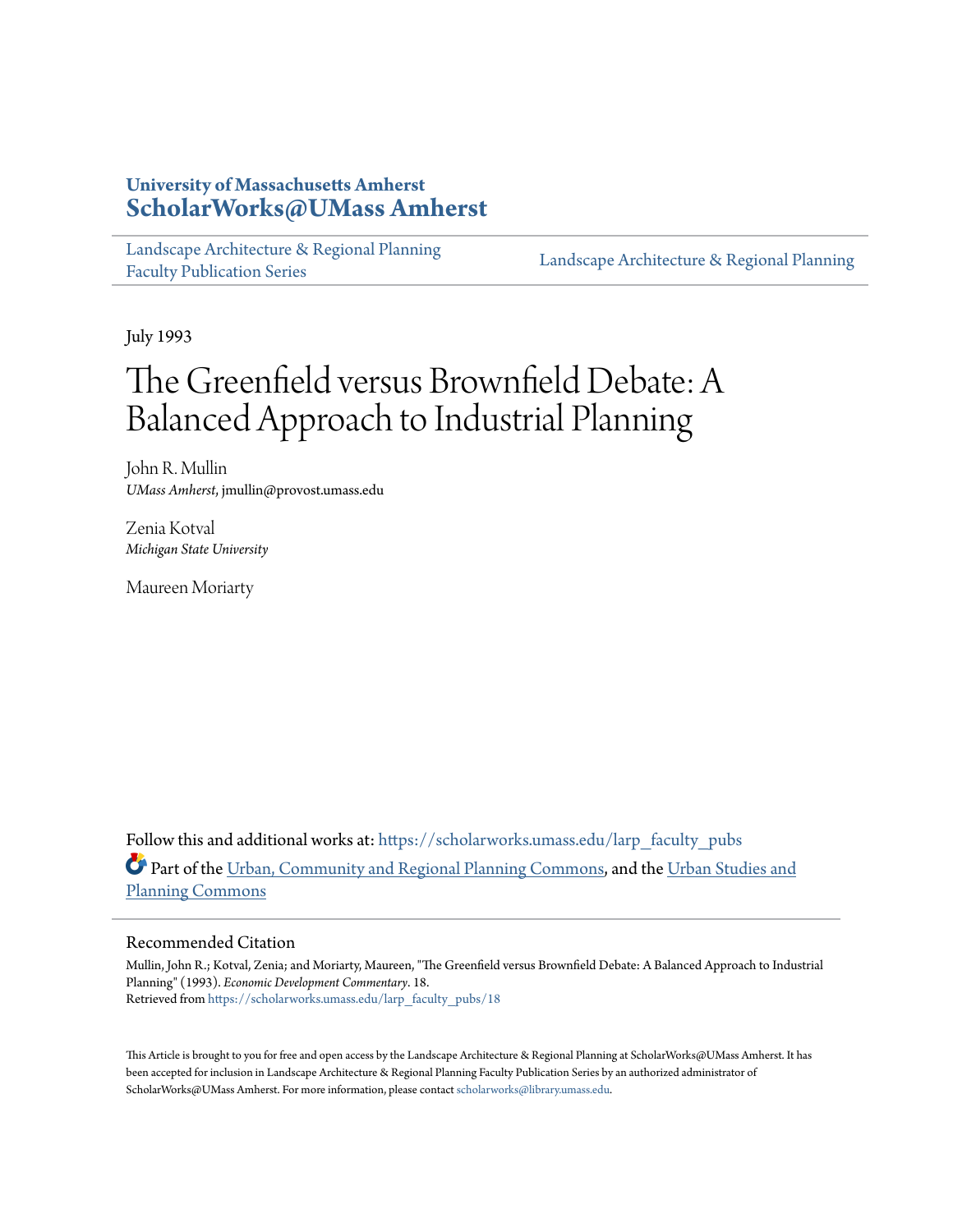**University of Massachusetts Amherst**
**ScholarWorks@UMass Amherst**

Landscape Architecture & Regional Planning Faculty Publication Series | Landscape Architecture & Regional Planning

July 1993

# The Greenfield versus Brownfield Debate: A Balanced Approach to Industrial Planning

John R. Mullin
*UMass Amherst*, jmullin@provost.umass.edu

Zenia Kotval
*Michigan State University*

Maureen Moriarty

Follow this and additional works at: https://scholarworks.umass.edu/larp_faculty_pubs

Part of the Urban, Community and Regional Planning Commons, and the Urban Studies and Planning Commons

## Recommended Citation

Mullin, John R.; Kotval, Zenia; and Moriarty, Maureen, "The Greenfield versus Brownfield Debate: A Balanced Approach to Industrial Planning" (1993). *Economic Development Commentary*. 18.
Retrieved from https://scholarworks.umass.edu/larp_faculty_pubs/18

This Article is brought to you for free and open access by the Landscape Architecture & Regional Planning at ScholarWorks@UMass Amherst. It has been accepted for inclusion in Landscape Architecture & Regional Planning Faculty Publication Series by an authorized administrator of ScholarWorks@UMass Amherst. For more information, please contact scholarworks@library.umass.edu.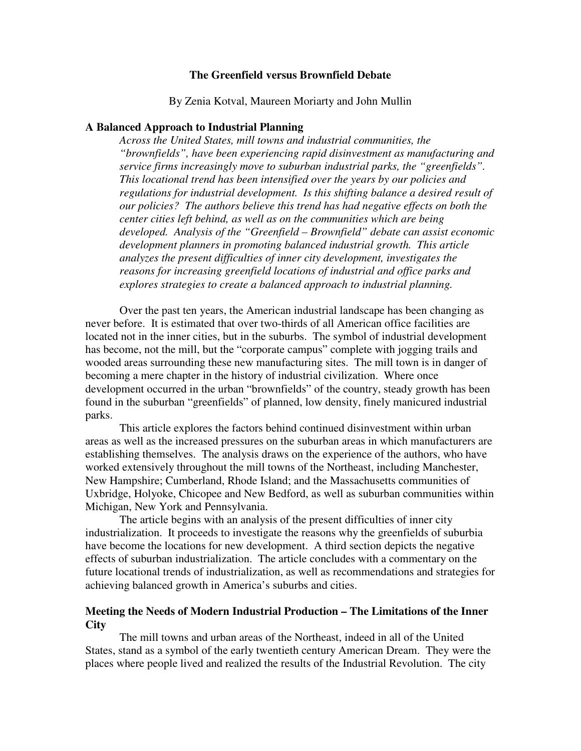# The Greenfield versus Brownfield Debate

By Zenia Kotval, Maureen Moriarty and John Mullin

## A Balanced Approach to Industrial Planning

*Across the United States, mill towns and industrial communities, the "brownfields", have been experiencing rapid disinvestment as manufacturing and service firms increasingly move to suburban industrial parks, the "greenfields". This locational trend has been intensified over the years by our policies and regulations for industrial development. Is this shifting balance a desired result of our policies? The authors believe this trend has had negative effects on both the center cities left behind, as well as on the communities which are being developed. Analysis of the "Greenfield – Brownfield" debate can assist economic development planners in promoting balanced industrial growth. This article analyzes the present difficulties of inner city development, investigates the reasons for increasing greenfield locations of industrial and office parks and explores strategies to create a balanced approach to industrial planning.*

Over the past ten years, the American industrial landscape has been changing as never before. It is estimated that over two-thirds of all American office facilities are located not in the inner cities, but in the suburbs. The symbol of industrial development has become, not the mill, but the "corporate campus" complete with jogging trails and wooded areas surrounding these new manufacturing sites. The mill town is in danger of becoming a mere chapter in the history of industrial civilization. Where once development occurred in the urban "brownfields" of the country, steady growth has been found in the suburban "greenfields" of planned, low density, finely manicured industrial parks.

This article explores the factors behind continued disinvestment within urban areas as well as the increased pressures on the suburban areas in which manufacturers are establishing themselves. The analysis draws on the experience of the authors, who have worked extensively throughout the mill towns of the Northeast, including Manchester, New Hampshire; Cumberland, Rhode Island; and the Massachusetts communities of Uxbridge, Holyoke, Chicopee and New Bedford, as well as suburban communities within Michigan, New York and Pennsylvania.

The article begins with an analysis of the present difficulties of inner city industrialization. It proceeds to investigate the reasons why the greenfields of suburbia have become the locations for new development. A third section depicts the negative effects of suburban industrialization. The article concludes with a commentary on the future locational trends of industrialization, as well as recommendations and strategies for achieving balanced growth in America's suburbs and cities.

## Meeting the Needs of Modern Industrial Production – The Limitations of the Inner City

The mill towns and urban areas of the Northeast, indeed in all of the United States, stand as a symbol of the early twentieth century American Dream. They were the places where people lived and realized the results of the Industrial Revolution. The city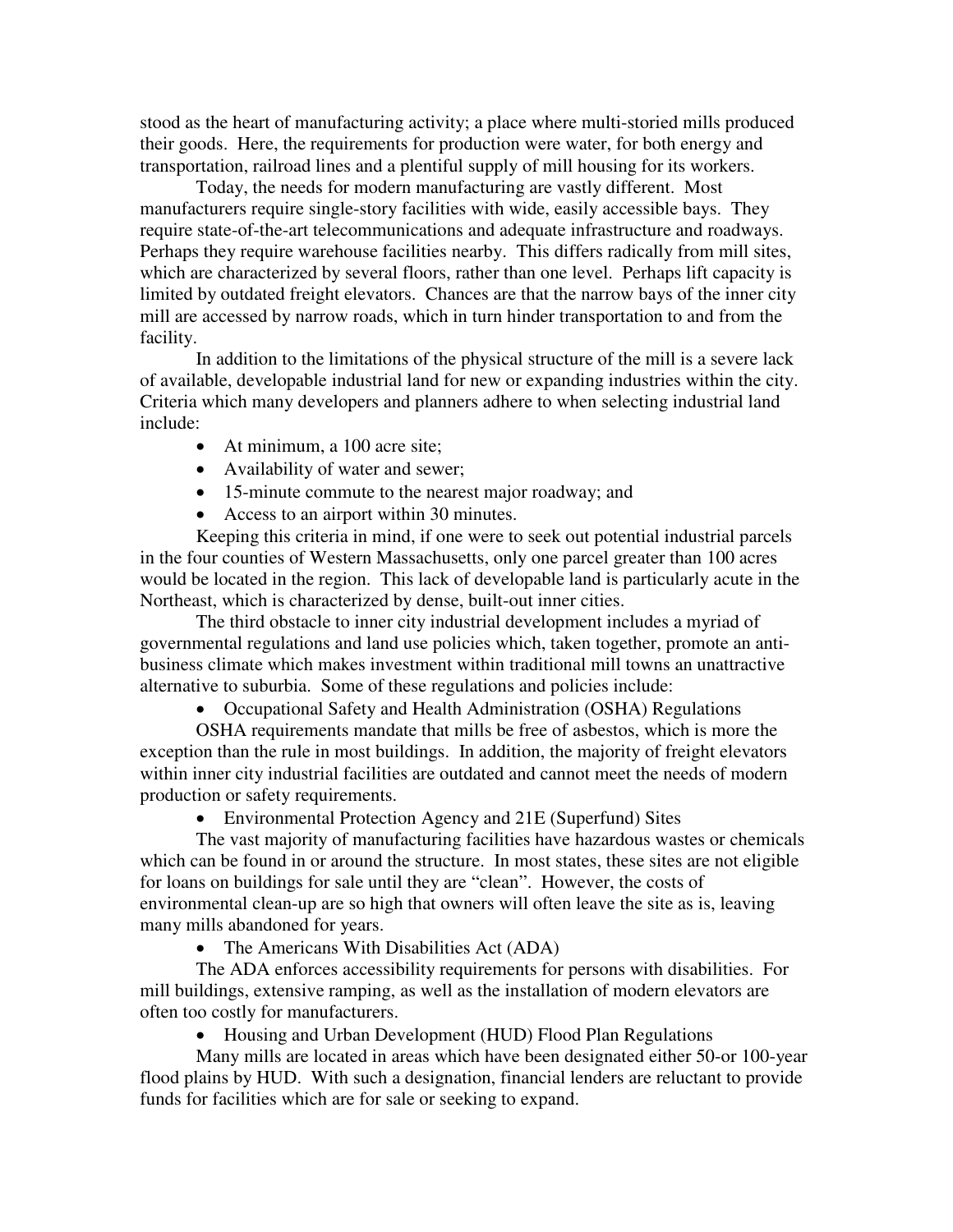stood as the heart of manufacturing activity; a place where multi-storied mills produced their goods. Here, the requirements for production were water, for both energy and transportation, railroad lines and a plentiful supply of mill housing for its workers.

Today, the needs for modern manufacturing are vastly different. Most manufacturers require single-story facilities with wide, easily accessible bays. They require state-of-the-art telecommunications and adequate infrastructure and roadways. Perhaps they require warehouse facilities nearby. This differs radically from mill sites, which are characterized by several floors, rather than one level. Perhaps lift capacity is limited by outdated freight elevators. Chances are that the narrow bays of the inner city mill are accessed by narrow roads, which in turn hinder transportation to and from the facility.

In addition to the limitations of the physical structure of the mill is a severe lack of available, developable industrial land for new or expanding industries within the city. Criteria which many developers and planners adhere to when selecting industrial land include:

- At minimum, a 100 acre site;
- Availability of water and sewer;
- 15-minute commute to the nearest major roadway; and
- Access to an airport within 30 minutes.

Keeping this criteria in mind, if one were to seek out potential industrial parcels in the four counties of Western Massachusetts, only one parcel greater than 100 acres would be located in the region. This lack of developable land is particularly acute in the Northeast, which is characterized by dense, built-out inner cities.

The third obstacle to inner city industrial development includes a myriad of governmental regulations and land use policies which, taken together, promote an anti-business climate which makes investment within traditional mill towns an unattractive alternative to suburbia. Some of these regulations and policies include:

- Occupational Safety and Health Administration (OSHA) Regulations

OSHA requirements mandate that mills be free of asbestos, which is more the exception than the rule in most buildings. In addition, the majority of freight elevators within inner city industrial facilities are outdated and cannot meet the needs of modern production or safety requirements.

- Environmental Protection Agency and 21E (Superfund) Sites

The vast majority of manufacturing facilities have hazardous wastes or chemicals which can be found in or around the structure. In most states, these sites are not eligible for loans on buildings for sale until they are "clean". However, the costs of environmental clean-up are so high that owners will often leave the site as is, leaving many mills abandoned for years.

- The Americans With Disabilities Act (ADA)

The ADA enforces accessibility requirements for persons with disabilities. For mill buildings, extensive ramping, as well as the installation of modern elevators are often too costly for manufacturers.

- Housing and Urban Development (HUD) Flood Plan Regulations

Many mills are located in areas which have been designated either 50-or 100-year flood plains by HUD. With such a designation, financial lenders are reluctant to provide funds for facilities which are for sale or seeking to expand.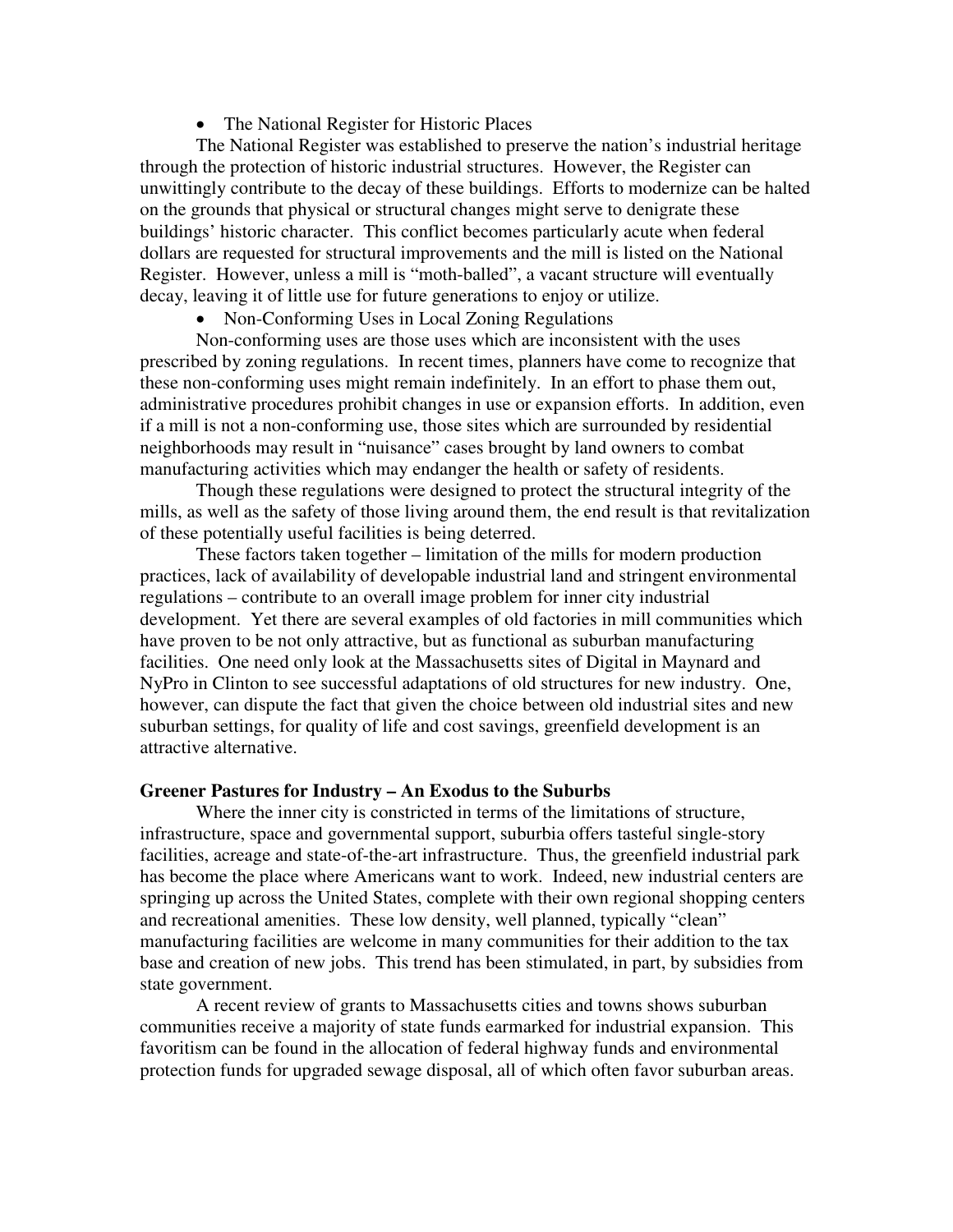- The National Register for Historic Places

The National Register was established to preserve the nation's industrial heritage through the protection of historic industrial structures. However, the Register can unwittingly contribute to the decay of these buildings. Efforts to modernize can be halted on the grounds that physical or structural changes might serve to denigrate these buildings' historic character. This conflict becomes particularly acute when federal dollars are requested for structural improvements and the mill is listed on the National Register. However, unless a mill is "moth-balled", a vacant structure will eventually decay, leaving it of little use for future generations to enjoy or utilize.

- Non-Conforming Uses in Local Zoning Regulations

Non-conforming uses are those uses which are inconsistent with the uses prescribed by zoning regulations. In recent times, planners have come to recognize that these non-conforming uses might remain indefinitely. In an effort to phase them out, administrative procedures prohibit changes in use or expansion efforts. In addition, even if a mill is not a non-conforming use, those sites which are surrounded by residential neighborhoods may result in "nuisance" cases brought by land owners to combat manufacturing activities which may endanger the health or safety of residents.

Though these regulations were designed to protect the structural integrity of the mills, as well as the safety of those living around them, the end result is that revitalization of these potentially useful facilities is being deterred.

These factors taken together – limitation of the mills for modern production practices, lack of availability of developable industrial land and stringent environmental regulations – contribute to an overall image problem for inner city industrial development. Yet there are several examples of old factories in mill communities which have proven to be not only attractive, but as functional as suburban manufacturing facilities. One need only look at the Massachusetts sites of Digital in Maynard and NyPro in Clinton to see successful adaptations of old structures for new industry. One, however, can dispute the fact that given the choice between old industrial sites and new suburban settings, for quality of life and cost savings, greenfield development is an attractive alternative.

**Greener Pastures for Industry – An Exodus to the Suburbs**

Where the inner city is constricted in terms of the limitations of structure, infrastructure, space and governmental support, suburbia offers tasteful single-story facilities, acreage and state-of-the-art infrastructure. Thus, the greenfield industrial park has become the place where Americans want to work. Indeed, new industrial centers are springing up across the United States, complete with their own regional shopping centers and recreational amenities. These low density, well planned, typically "clean" manufacturing facilities are welcome in many communities for their addition to the tax base and creation of new jobs. This trend has been stimulated, in part, by subsidies from state government.

A recent review of grants to Massachusetts cities and towns shows suburban communities receive a majority of state funds earmarked for industrial expansion. This favoritism can be found in the allocation of federal highway funds and environmental protection funds for upgraded sewage disposal, all of which often favor suburban areas.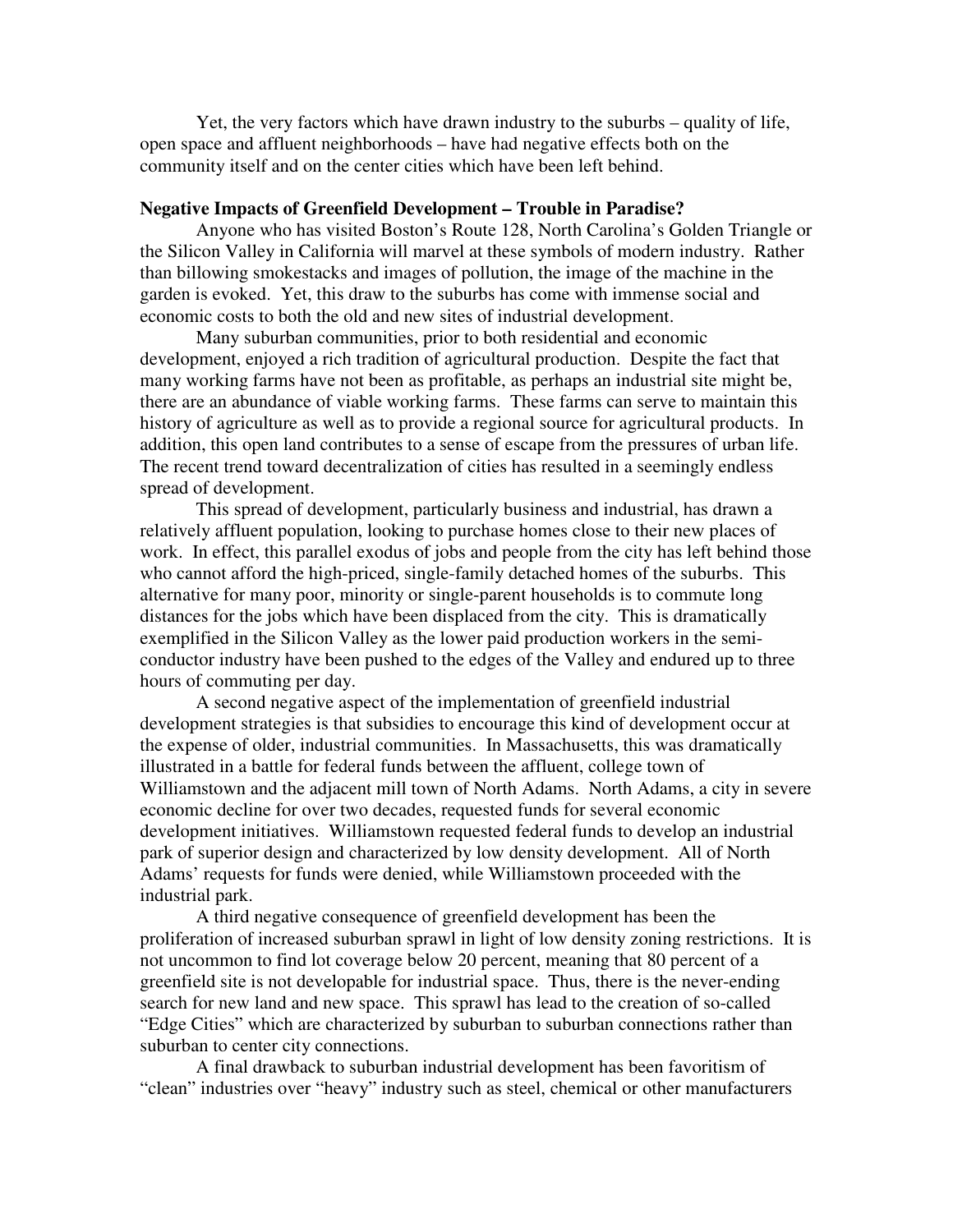Yet, the very factors which have drawn industry to the suburbs – quality of life, open space and affluent neighborhoods – have had negative effects both on the community itself and on the center cities which have been left behind.

**Negative Impacts of Greenfield Development – Trouble in Paradise?**

Anyone who has visited Boston's Route 128, North Carolina's Golden Triangle or the Silicon Valley in California will marvel at these symbols of modern industry. Rather than billowing smokestacks and images of pollution, the image of the machine in the garden is evoked. Yet, this draw to the suburbs has come with immense social and economic costs to both the old and new sites of industrial development.

Many suburban communities, prior to both residential and economic development, enjoyed a rich tradition of agricultural production. Despite the fact that many working farms have not been as profitable, as perhaps an industrial site might be, there are an abundance of viable working farms. These farms can serve to maintain this history of agriculture as well as to provide a regional source for agricultural products. In addition, this open land contributes to a sense of escape from the pressures of urban life. The recent trend toward decentralization of cities has resulted in a seemingly endless spread of development.

This spread of development, particularly business and industrial, has drawn a relatively affluent population, looking to purchase homes close to their new places of work. In effect, this parallel exodus of jobs and people from the city has left behind those who cannot afford the high-priced, single-family detached homes of the suburbs. This alternative for many poor, minority or single-parent households is to commute long distances for the jobs which have been displaced from the city. This is dramatically exemplified in the Silicon Valley as the lower paid production workers in the semi-conductor industry have been pushed to the edges of the Valley and endured up to three hours of commuting per day.

A second negative aspect of the implementation of greenfield industrial development strategies is that subsidies to encourage this kind of development occur at the expense of older, industrial communities. In Massachusetts, this was dramatically illustrated in a battle for federal funds between the affluent, college town of Williamstown and the adjacent mill town of North Adams. North Adams, a city in severe economic decline for over two decades, requested funds for several economic development initiatives. Williamstown requested federal funds to develop an industrial park of superior design and characterized by low density development. All of North Adams' requests for funds were denied, while Williamstown proceeded with the industrial park.

A third negative consequence of greenfield development has been the proliferation of increased suburban sprawl in light of low density zoning restrictions. It is not uncommon to find lot coverage below 20 percent, meaning that 80 percent of a greenfield site is not developable for industrial space. Thus, there is the never-ending search for new land and new space. This sprawl has lead to the creation of so-called "Edge Cities" which are characterized by suburban to suburban connections rather than suburban to center city connections.

A final drawback to suburban industrial development has been favoritism of "clean" industries over "heavy" industry such as steel, chemical or other manufacturers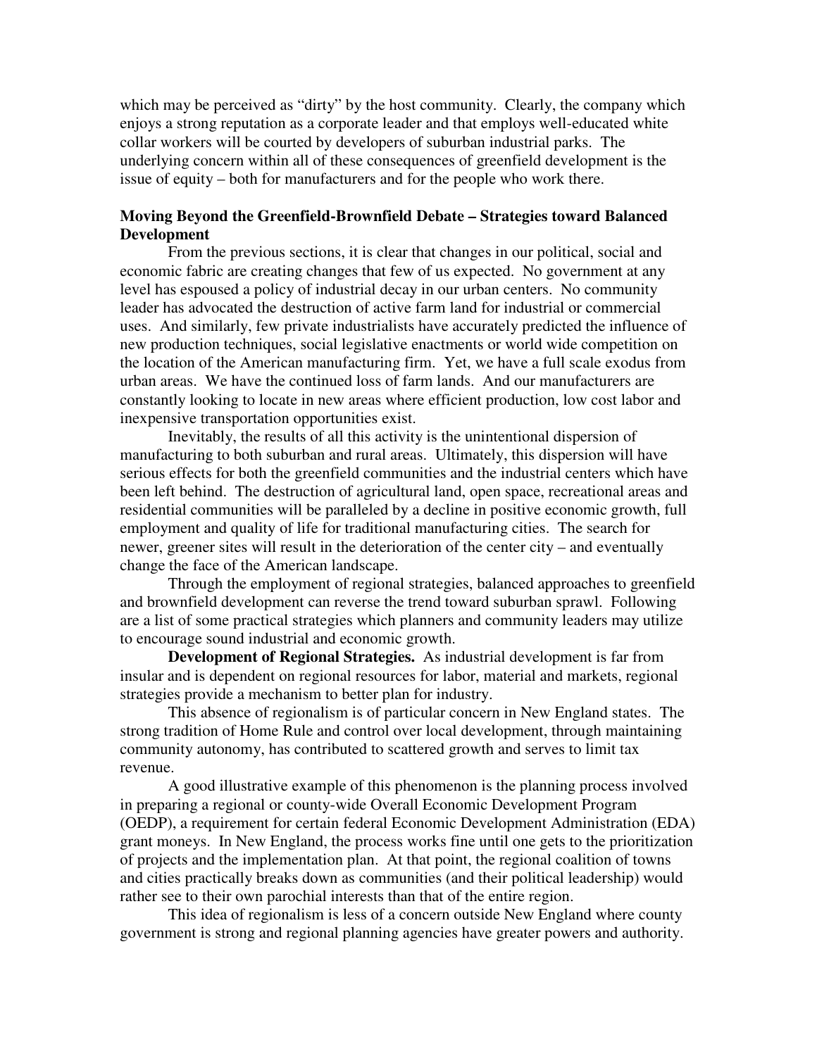which may be perceived as "dirty" by the host community. Clearly, the company which enjoys a strong reputation as a corporate leader and that employs well-educated white collar workers will be courted by developers of suburban industrial parks. The underlying concern within all of these consequences of greenfield development is the issue of equity – both for manufacturers and for the people who work there.

### Moving Beyond the Greenfield-Brownfield Debate – Strategies toward Balanced Development

From the previous sections, it is clear that changes in our political, social and economic fabric are creating changes that few of us expected. No government at any level has espoused a policy of industrial decay in our urban centers. No community leader has advocated the destruction of active farm land for industrial or commercial uses. And similarly, few private industrialists have accurately predicted the influence of new production techniques, social legislative enactments or world wide competition on the location of the American manufacturing firm. Yet, we have a full scale exodus from urban areas. We have the continued loss of farm lands. And our manufacturers are constantly looking to locate in new areas where efficient production, low cost labor and inexpensive transportation opportunities exist.

Inevitably, the results of all this activity is the unintentional dispersion of manufacturing to both suburban and rural areas. Ultimately, this dispersion will have serious effects for both the greenfield communities and the industrial centers which have been left behind. The destruction of agricultural land, open space, recreational areas and residential communities will be paralleled by a decline in positive economic growth, full employment and quality of life for traditional manufacturing cities. The search for newer, greener sites will result in the deterioration of the center city – and eventually change the face of the American landscape.

Through the employment of regional strategies, balanced approaches to greenfield and brownfield development can reverse the trend toward suburban sprawl. Following are a list of some practical strategies which planners and community leaders may utilize to encourage sound industrial and economic growth.

**Development of Regional Strategies.** As industrial development is far from insular and is dependent on regional resources for labor, material and markets, regional strategies provide a mechanism to better plan for industry.

This absence of regionalism is of particular concern in New England states. The strong tradition of Home Rule and control over local development, through maintaining community autonomy, has contributed to scattered growth and serves to limit tax revenue.

A good illustrative example of this phenomenon is the planning process involved in preparing a regional or county-wide Overall Economic Development Program (OEDP), a requirement for certain federal Economic Development Administration (EDA) grant moneys. In New England, the process works fine until one gets to the prioritization of projects and the implementation plan. At that point, the regional coalition of towns and cities practically breaks down as communities (and their political leadership) would rather see to their own parochial interests than that of the entire region.

This idea of regionalism is less of a concern outside New England where county government is strong and regional planning agencies have greater powers and authority.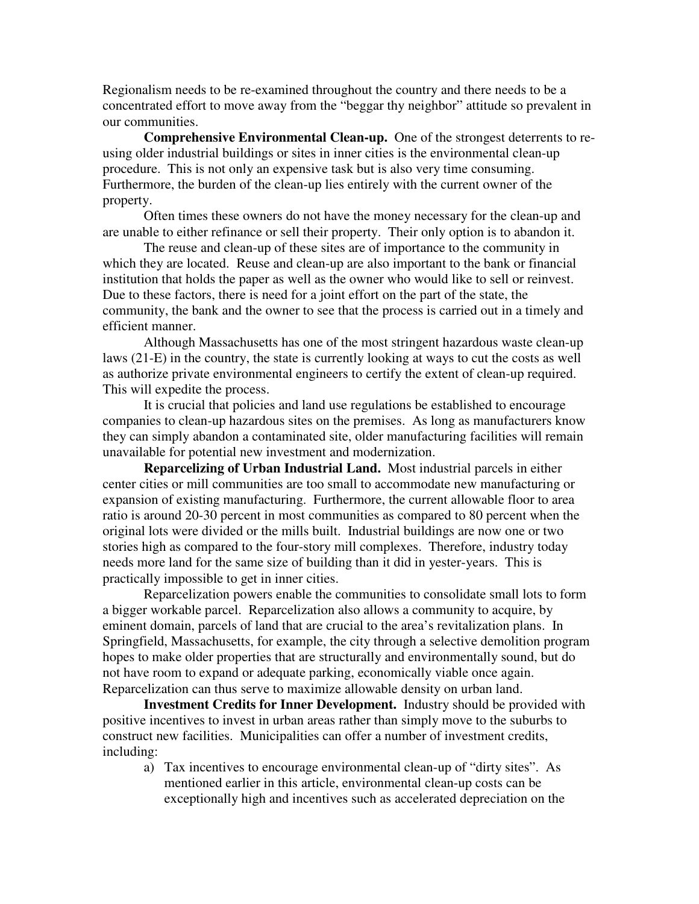Regionalism needs to be re-examined throughout the country and there needs to be a concentrated effort to move away from the "beggar thy neighbor" attitude so prevalent in our communities.

**Comprehensive Environmental Clean-up.** One of the strongest deterrents to re-using older industrial buildings or sites in inner cities is the environmental clean-up procedure. This is not only an expensive task but is also very time consuming. Furthermore, the burden of the clean-up lies entirely with the current owner of the property.

Often times these owners do not have the money necessary for the clean-up and are unable to either refinance or sell their property. Their only option is to abandon it.

The reuse and clean-up of these sites are of importance to the community in which they are located. Reuse and clean-up are also important to the bank or financial institution that holds the paper as well as the owner who would like to sell or reinvest. Due to these factors, there is need for a joint effort on the part of the state, the community, the bank and the owner to see that the process is carried out in a timely and efficient manner.

Although Massachusetts has one of the most stringent hazardous waste clean-up laws (21-E) in the country, the state is currently looking at ways to cut the costs as well as authorize private environmental engineers to certify the extent of clean-up required. This will expedite the process.

It is crucial that policies and land use regulations be established to encourage companies to clean-up hazardous sites on the premises. As long as manufacturers know they can simply abandon a contaminated site, older manufacturing facilities will remain unavailable for potential new investment and modernization.

**Reparcelizing of Urban Industrial Land.** Most industrial parcels in either center cities or mill communities are too small to accommodate new manufacturing or expansion of existing manufacturing. Furthermore, the current allowable floor to area ratio is around 20-30 percent in most communities as compared to 80 percent when the original lots were divided or the mills built. Industrial buildings are now one or two stories high as compared to the four-story mill complexes. Therefore, industry today needs more land for the same size of building than it did in yester-years. This is practically impossible to get in inner cities.

Reparcelization powers enable the communities to consolidate small lots to form a bigger workable parcel. Reparcelization also allows a community to acquire, by eminent domain, parcels of land that are crucial to the area's revitalization plans. In Springfield, Massachusetts, for example, the city through a selective demolition program hopes to make older properties that are structurally and environmentally sound, but do not have room to expand or adequate parking, economically viable once again. Reparcelization can thus serve to maximize allowable density on urban land.

**Investment Credits for Inner Development.** Industry should be provided with positive incentives to invest in urban areas rather than simply move to the suburbs to construct new facilities. Municipalities can offer a number of investment credits, including:

a) Tax incentives to encourage environmental clean-up of "dirty sites". As mentioned earlier in this article, environmental clean-up costs can be exceptionally high and incentives such as accelerated depreciation on the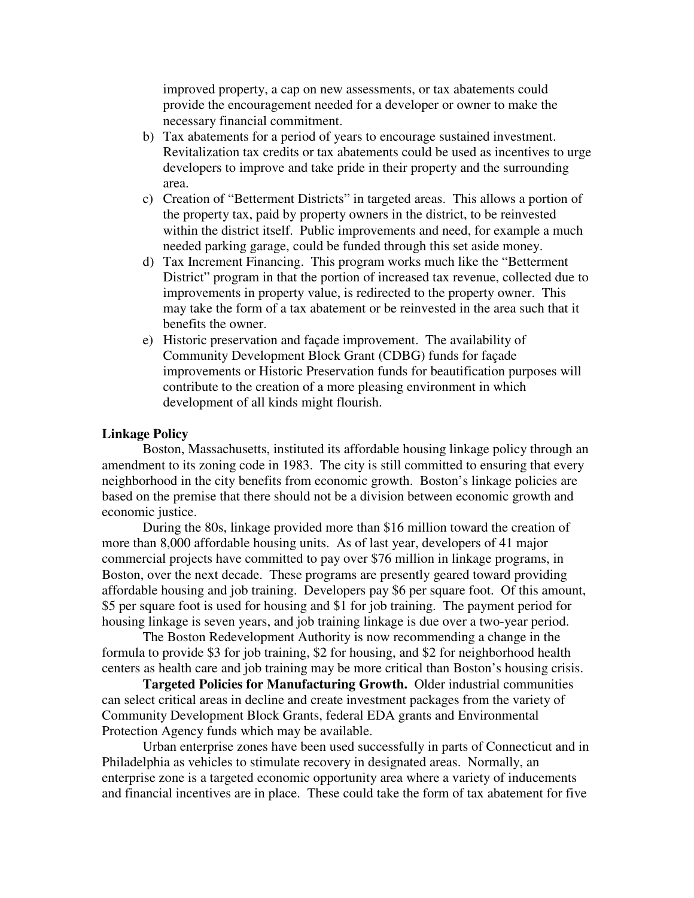improved property, a cap on new assessments, or tax abatements could provide the encouragement needed for a developer or owner to make the necessary financial commitment.

b) Tax abatements for a period of years to encourage sustained investment. Revitalization tax credits or tax abatements could be used as incentives to urge developers to improve and take pride in their property and the surrounding area.

c) Creation of "Betterment Districts" in targeted areas. This allows a portion of the property tax, paid by property owners in the district, to be reinvested within the district itself. Public improvements and need, for example a much needed parking garage, could be funded through this set aside money.

d) Tax Increment Financing. This program works much like the "Betterment District" program in that the portion of increased tax revenue, collected due to improvements in property value, is redirected to the property owner. This may take the form of a tax abatement or be reinvested in the area such that it benefits the owner.

e) Historic preservation and façade improvement. The availability of Community Development Block Grant (CDBG) funds for façade improvements or Historic Preservation funds for beautification purposes will contribute to the creation of a more pleasing environment in which development of all kinds might flourish.

**Linkage Policy**

Boston, Massachusetts, instituted its affordable housing linkage policy through an amendment to its zoning code in 1983. The city is still committed to ensuring that every neighborhood in the city benefits from economic growth. Boston's linkage policies are based on the premise that there should not be a division between economic growth and economic justice.

During the 80s, linkage provided more than $16 million toward the creation of more than 8,000 affordable housing units. As of last year, developers of 41 major commercial projects have committed to pay over $76 million in linkage programs, in Boston, over the next decade. These programs are presently geared toward providing affordable housing and job training. Developers pay $6 per square foot. Of this amount, $5 per square foot is used for housing and $1 for job training. The payment period for housing linkage is seven years, and job training linkage is due over a two-year period.

The Boston Redevelopment Authority is now recommending a change in the formula to provide $3 for job training, $2 for housing, and $2 for neighborhood health centers as health care and job training may be more critical than Boston's housing crisis.

**Targeted Policies for Manufacturing Growth.** Older industrial communities can select critical areas in decline and create investment packages from the variety of Community Development Block Grants, federal EDA grants and Environmental Protection Agency funds which may be available.

Urban enterprise zones have been used successfully in parts of Connecticut and in Philadelphia as vehicles to stimulate recovery in designated areas. Normally, an enterprise zone is a targeted economic opportunity area where a variety of inducements and financial incentives are in place. These could take the form of tax abatement for five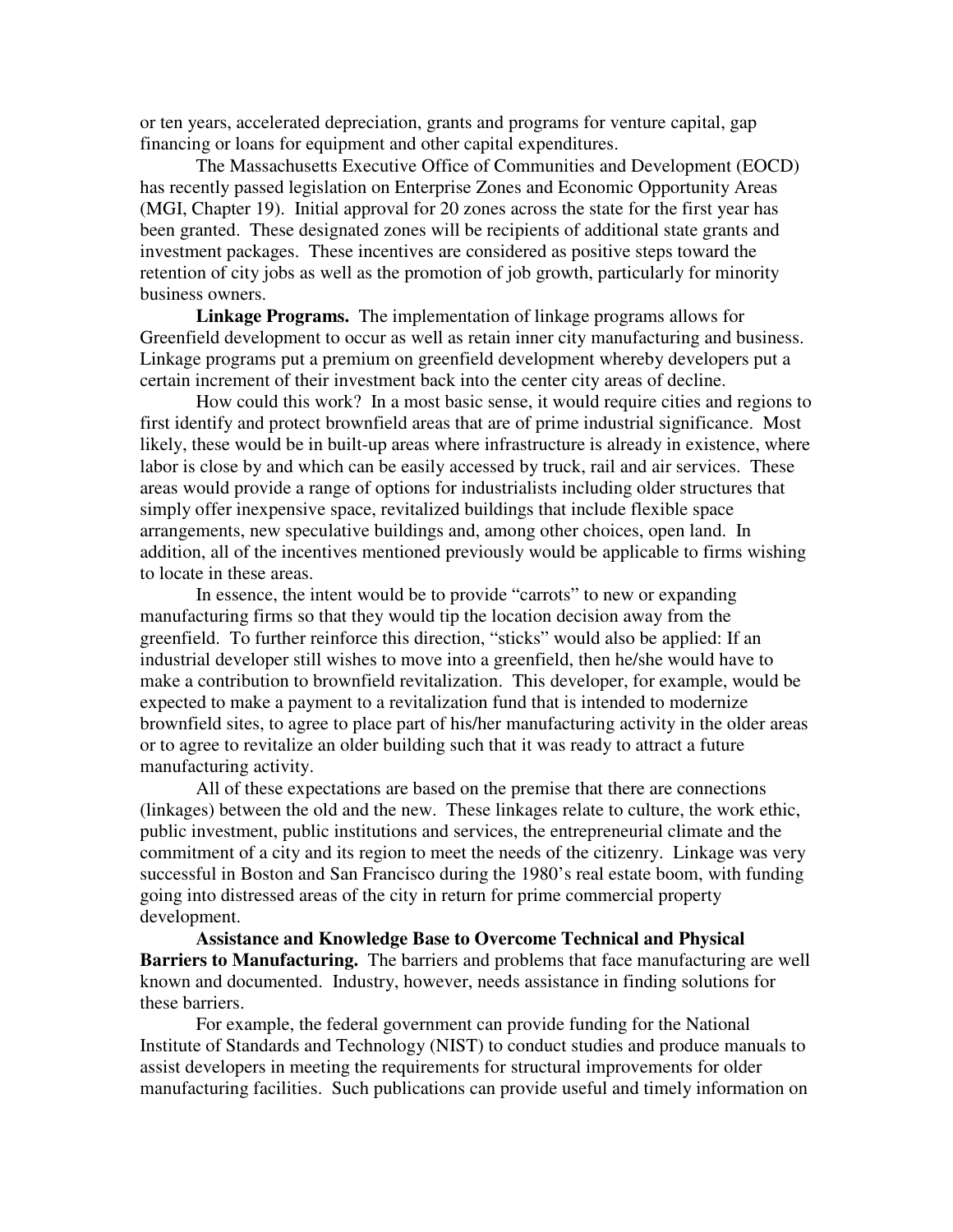or ten years, accelerated depreciation, grants and programs for venture capital, gap financing or loans for equipment and other capital expenditures.

The Massachusetts Executive Office of Communities and Development (EOCD) has recently passed legislation on Enterprise Zones and Economic Opportunity Areas (MGI, Chapter 19). Initial approval for 20 zones across the state for the first year has been granted. These designated zones will be recipients of additional state grants and investment packages. These incentives are considered as positive steps toward the retention of city jobs as well as the promotion of job growth, particularly for minority business owners.

**Linkage Programs.** The implementation of linkage programs allows for Greenfield development to occur as well as retain inner city manufacturing and business. Linkage programs put a premium on greenfield development whereby developers put a certain increment of their investment back into the center city areas of decline.

How could this work? In a most basic sense, it would require cities and regions to first identify and protect brownfield areas that are of prime industrial significance. Most likely, these would be in built-up areas where infrastructure is already in existence, where labor is close by and which can be easily accessed by truck, rail and air services. These areas would provide a range of options for industrialists including older structures that simply offer inexpensive space, revitalized buildings that include flexible space arrangements, new speculative buildings and, among other choices, open land. In addition, all of the incentives mentioned previously would be applicable to firms wishing to locate in these areas.

In essence, the intent would be to provide "carrots" to new or expanding manufacturing firms so that they would tip the location decision away from the greenfield. To further reinforce this direction, "sticks" would also be applied: If an industrial developer still wishes to move into a greenfield, then he/she would have to make a contribution to brownfield revitalization. This developer, for example, would be expected to make a payment to a revitalization fund that is intended to modernize brownfield sites, to agree to place part of his/her manufacturing activity in the older areas or to agree to revitalize an older building such that it was ready to attract a future manufacturing activity.

All of these expectations are based on the premise that there are connections (linkages) between the old and the new. These linkages relate to culture, the work ethic, public investment, public institutions and services, the entrepreneurial climate and the commitment of a city and its region to meet the needs of the citizenry. Linkage was very successful in Boston and San Francisco during the 1980's real estate boom, with funding going into distressed areas of the city in return for prime commercial property development.

**Assistance and Knowledge Base to Overcome Technical and Physical Barriers to Manufacturing.** The barriers and problems that face manufacturing are well known and documented. Industry, however, needs assistance in finding solutions for these barriers.

For example, the federal government can provide funding for the National Institute of Standards and Technology (NIST) to conduct studies and produce manuals to assist developers in meeting the requirements for structural improvements for older manufacturing facilities. Such publications can provide useful and timely information on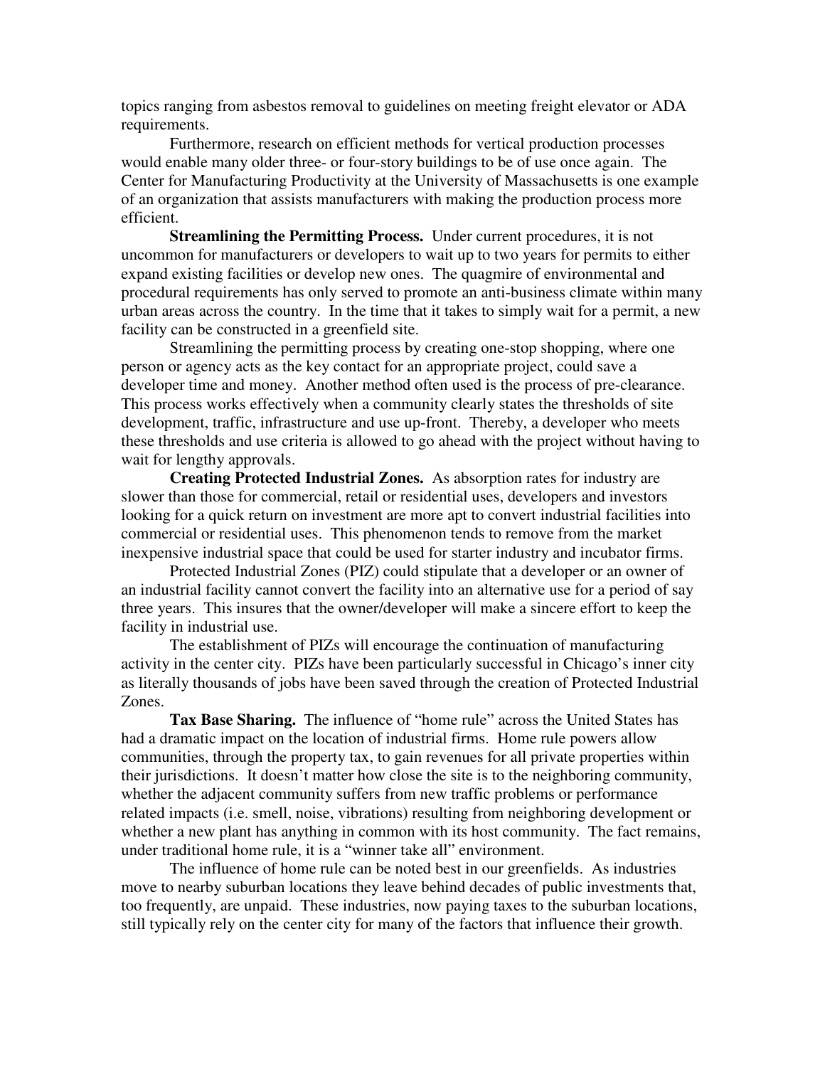topics ranging from asbestos removal to guidelines on meeting freight elevator or ADA requirements.

Furthermore, research on efficient methods for vertical production processes would enable many older three- or four-story buildings to be of use once again. The Center for Manufacturing Productivity at the University of Massachusetts is one example of an organization that assists manufacturers with making the production process more efficient.

**Streamlining the Permitting Process.** Under current procedures, it is not uncommon for manufacturers or developers to wait up to two years for permits to either expand existing facilities or develop new ones. The quagmire of environmental and procedural requirements has only served to promote an anti-business climate within many urban areas across the country. In the time that it takes to simply wait for a permit, a new facility can be constructed in a greenfield site.

Streamlining the permitting process by creating one-stop shopping, where one person or agency acts as the key contact for an appropriate project, could save a developer time and money. Another method often used is the process of pre-clearance. This process works effectively when a community clearly states the thresholds of site development, traffic, infrastructure and use up-front. Thereby, a developer who meets these thresholds and use criteria is allowed to go ahead with the project without having to wait for lengthy approvals.

**Creating Protected Industrial Zones.** As absorption rates for industry are slower than those for commercial, retail or residential uses, developers and investors looking for a quick return on investment are more apt to convert industrial facilities into commercial or residential uses. This phenomenon tends to remove from the market inexpensive industrial space that could be used for starter industry and incubator firms.

Protected Industrial Zones (PIZ) could stipulate that a developer or an owner of an industrial facility cannot convert the facility into an alternative use for a period of say three years. This insures that the owner/developer will make a sincere effort to keep the facility in industrial use.

The establishment of PIZs will encourage the continuation of manufacturing activity in the center city. PIZs have been particularly successful in Chicago's inner city as literally thousands of jobs have been saved through the creation of Protected Industrial Zones.

**Tax Base Sharing.** The influence of "home rule" across the United States has had a dramatic impact on the location of industrial firms. Home rule powers allow communities, through the property tax, to gain revenues for all private properties within their jurisdictions. It doesn't matter how close the site is to the neighboring community, whether the adjacent community suffers from new traffic problems or performance related impacts (i.e. smell, noise, vibrations) resulting from neighboring development or whether a new plant has anything in common with its host community. The fact remains, under traditional home rule, it is a "winner take all" environment.

The influence of home rule can be noted best in our greenfields. As industries move to nearby suburban locations they leave behind decades of public investments that, too frequently, are unpaid. These industries, now paying taxes to the suburban locations, still typically rely on the center city for many of the factors that influence their growth.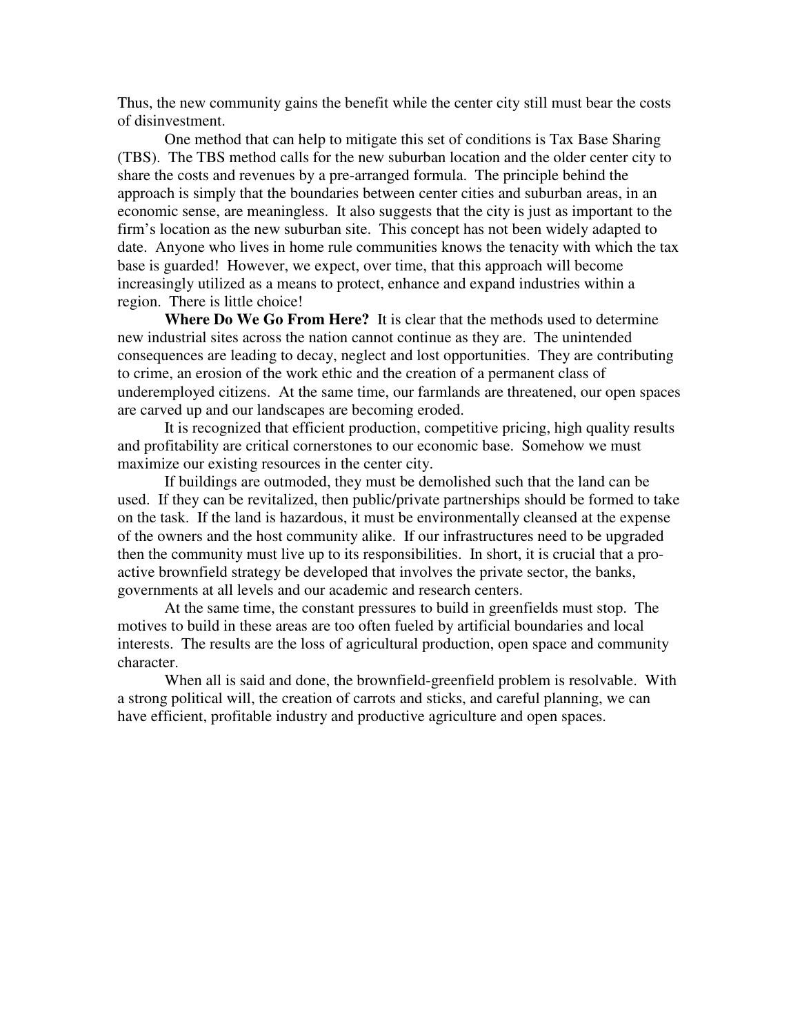Thus, the new community gains the benefit while the center city still must bear the costs of disinvestment.

One method that can help to mitigate this set of conditions is Tax Base Sharing (TBS). The TBS method calls for the new suburban location and the older center city to share the costs and revenues by a pre-arranged formula. The principle behind the approach is simply that the boundaries between center cities and suburban areas, in an economic sense, are meaningless. It also suggests that the city is just as important to the firm's location as the new suburban site. This concept has not been widely adapted to date. Anyone who lives in home rule communities knows the tenacity with which the tax base is guarded! However, we expect, over time, that this approach will become increasingly utilized as a means to protect, enhance and expand industries within a region. There is little choice!

**Where Do We Go From Here?** It is clear that the methods used to determine new industrial sites across the nation cannot continue as they are. The unintended consequences are leading to decay, neglect and lost opportunities. They are contributing to crime, an erosion of the work ethic and the creation of a permanent class of underemployed citizens. At the same time, our farmlands are threatened, our open spaces are carved up and our landscapes are becoming eroded.

It is recognized that efficient production, competitive pricing, high quality results and profitability are critical cornerstones to our economic base. Somehow we must maximize our existing resources in the center city.

If buildings are outmoded, they must be demolished such that the land can be used. If they can be revitalized, then public/private partnerships should be formed to take on the task. If the land is hazardous, it must be environmentally cleansed at the expense of the owners and the host community alike. If our infrastructures need to be upgraded then the community must live up to its responsibilities. In short, it is crucial that a pro-active brownfield strategy be developed that involves the private sector, the banks, governments at all levels and our academic and research centers.

At the same time, the constant pressures to build in greenfields must stop. The motives to build in these areas are too often fueled by artificial boundaries and local interests. The results are the loss of agricultural production, open space and community character.

When all is said and done, the brownfield-greenfield problem is resolvable. With a strong political will, the creation of carrots and sticks, and careful planning, we can have efficient, profitable industry and productive agriculture and open spaces.